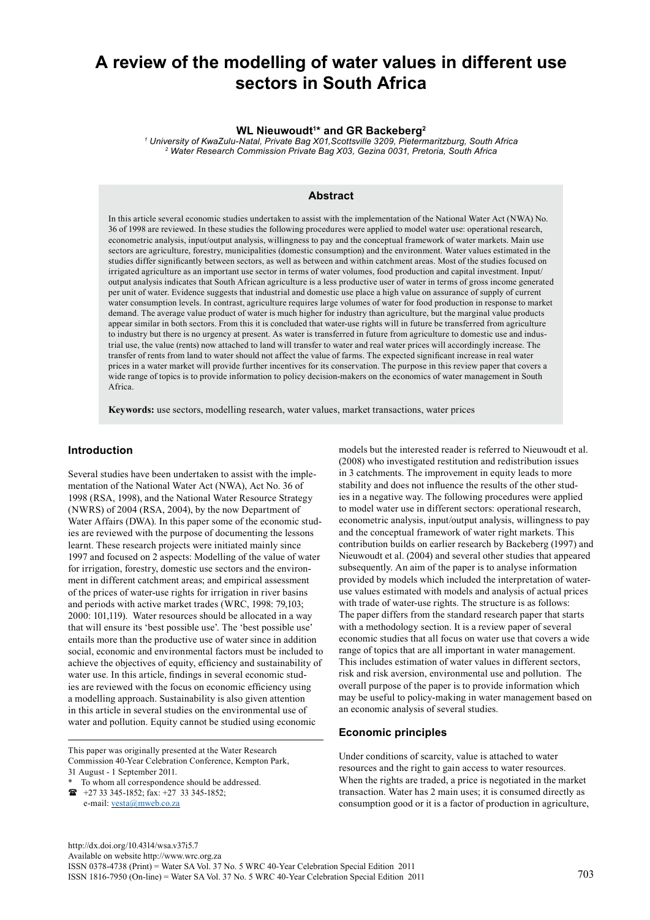# A review of the modelling of water values in different use sectors in South Africa

**WL Nieuwoudt[1]* and GR Backeberg[2]**

[1] *University of KwaZulu-Natal, Private Bag X01, Scottsville 3209, Pietermaritzburg, South Africa*
[2] *Water Research Commission Private Bag X03, Gezina 0031, Pretoria, South Africa*

## Abstract

In this article several economic studies undertaken to assist with the implementation of the National Water Act (NWA) No. 36 of 1998 are reviewed. In these studies the following procedures were applied to model water use: operational research, econometric analysis, input/output analysis, willingness to pay and the conceptual framework of water markets. Main use sectors are agriculture, forestry, municipalities (domestic consumption) and the environment. Water values estimated in the studies differ significantly between sectors, as well as between and within catchment areas. Most of the studies focused on irrigated agriculture as an important use sector in terms of water volumes, food production and capital investment. Input/output analysis indicates that South African agriculture is a less productive user of water in terms of gross income generated per unit of water. Evidence suggests that industrial and domestic use place a high value on assurance of supply of current water consumption levels. In contrast, agriculture requires large volumes of water for food production in response to market demand. The average value product of water is much higher for industry than agriculture, but the marginal value products appear similar in both sectors. From this it is concluded that water-use rights will in future be transferred from agriculture to industry but there is no urgency at present. As water is transferred in future from agriculture to domestic use and industrial use, the value (rents) now attached to land will transfer to water and real water prices will accordingly increase. The transfer of rents from land to water should not affect the value of farms. The expected significant increase in real water prices in a water market will provide further incentives for its conservation. The purpose in this review paper that covers a wide range of topics is to provide information to policy decision-makers on the economics of water management in South Africa.

**Keywords:** use sectors, modelling research, water values, market transactions, water prices

## Introduction

Several studies have been undertaken to assist with the implementation of the National Water Act (NWA), Act No. 36 of 1998 (RSA, 1998), and the National Water Resource Strategy (NWRS) of 2004 (RSA, 2004), by the now Department of Water Affairs (DWA). In this paper some of the economic studies are reviewed with the purpose of documenting the lessons learnt. These research projects were initiated mainly since 1997 and focused on 2 aspects: Modelling of the value of water for irrigation, forestry, domestic use sectors and the environment in different catchment areas; and empirical assessment of the prices of water-use rights for irrigation in river basins and periods with active market trades (WRC, 1998: 79,103; 2000: 101,119). Water resources should be allocated in a way that will ensure its 'best possible use'. The 'best possible use' entails more than the productive use of water since in addition social, economic and environmental factors must be included to achieve the objectives of equity, efficiency and sustainability of water use. In this article, findings in several economic studies are reviewed with the focus on economic efficiency using a modelling approach. Sustainability is also given attention in this article in several studies on the environmental use of water and pollution. Equity cannot be studied using economic models but the interested reader is referred to Nieuwoudt et al. (2008) who investigated restitution and redistribution issues in 3 catchments. The improvement in equity leads to more stability and does not influence the results of the other studies in a negative way. The following procedures were applied to model water use in different sectors: operational research, econometric analysis, input/output analysis, willingness to pay and the conceptual framework of water right markets. This contribution builds on earlier research by Backeberg (1997) and Nieuwoudt et al. (2004) and several other studies that appeared subsequently. An aim of the paper is to analyse information provided by models which included the interpretation of water-use values estimated with models and analysis of actual prices with trade of water-use rights. The structure is as follows: The paper differs from the standard research paper that starts with a methodology section. It is a review paper of several economic studies that all focus on water use that covers a wide range of topics that are all important in water management. This includes estimation of water values in different sectors, risk and risk aversion, environmental use and pollution. The overall purpose of the paper is to provide information which may be useful to policy-making in water management based on an economic analysis of several studies.

## Economic principles

Under conditions of scarcity, value is attached to water resources and the right to gain access to water resources. When the rights are traded, a price is negotiated in the market transaction. Water has 2 main uses; it is consumed directly as consumption good or it is a factor of production in agriculture,

---

This paper was originally presented at the Water Research Commission 40-Year Celebration Conference, Kempton Park, 31 August - 1 September 2011.

\* To whom all correspondence should be addressed.
☎ +27 33 345-1852; fax: +27 33 345-1852;
e-mail: vesta@mweb.co.za

http://dx.doi.org/10.4314/wsa.v37i5.7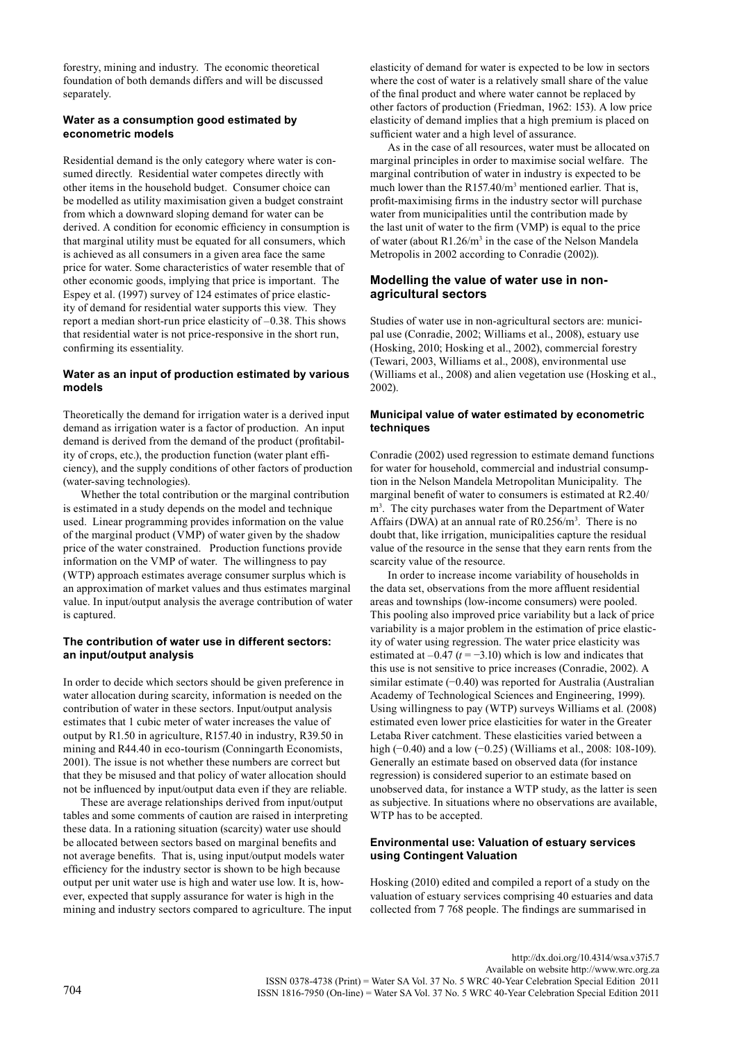forestry, mining and industry. The economic theoretical foundation of both demands differs and will be discussed separately.

### Water as a consumption good estimated by econometric models

Residential demand is the only category where water is consumed directly. Residential water competes directly with other items in the household budget. Consumer choice can be modelled as utility maximisation given a budget constraint from which a downward sloping demand for water can be derived. A condition for economic efficiency in consumption is that marginal utility must be equated for all consumers, which is achieved as all consumers in a given area face the same price for water. Some characteristics of water resemble that of other economic goods, implying that price is important. The Espey et al. (1997) survey of 124 estimates of price elasticity of demand for residential water supports this view. They report a median short-run price elasticity of –0.38. This shows that residential water is not price-responsive in the short run, confirming its essentiality.

### Water as an input of production estimated by various models

Theoretically the demand for irrigation water is a derived input demand as irrigation water is a factor of production. An input demand is derived from the demand of the product (profitability of crops, etc.), the production function (water plant efficiency), and the supply conditions of other factors of production (water-saving technologies).

Whether the total contribution or the marginal contribution is estimated in a study depends on the model and technique used. Linear programming provides information on the value of the marginal product (VMP) of water given by the shadow price of the water constrained. Production functions provide information on the VMP of water. The willingness to pay (WTP) approach estimates average consumer surplus which is an approximation of market values and thus estimates marginal value. In input/output analysis the average contribution of water is captured.

### The contribution of water use in different sectors: an input/output analysis

In order to decide which sectors should be given preference in water allocation during scarcity, information is needed on the contribution of water in these sectors. Input/output analysis estimates that 1 cubic meter of water increases the value of output by R1.50 in agriculture, R157.40 in industry, R39.50 in mining and R44.40 in eco-tourism (Conningarth Economists, 2001). The issue is not whether these numbers are correct but that they be misused and that policy of water allocation should not be influenced by input/output data even if they are reliable.

These are average relationships derived from input/output tables and some comments of caution are raised in interpreting these data. In a rationing situation (scarcity) water use should be allocated between sectors based on marginal benefits and not average benefits. That is, using input/output models water efficiency for the industry sector is shown to be high because output per unit water use is high and water use low. It is, however, expected that supply assurance for water is high in the mining and industry sectors compared to agriculture. The input elasticity of demand for water is expected to be low in sectors where the cost of water is a relatively small share of the value of the final product and where water cannot be replaced by other factors of production (Friedman, 1962: 153). A low price elasticity of demand implies that a high premium is placed on sufficient water and a high level of assurance.

As in the case of all resources, water must be allocated on marginal principles in order to maximise social welfare. The marginal contribution of water in industry is expected to be much lower than the R157.40/m$^3$ mentioned earlier. That is, profit-maximising firms in the industry sector will purchase water from municipalities until the contribution made by the last unit of water to the firm (VMP) is equal to the price of water (about R1.26/m$^3$ in the case of the Nelson Mandela Metropolis in 2002 according to Conradie (2002)).

## Modelling the value of water use in non-agricultural sectors

Studies of water use in non-agricultural sectors are: municipal use (Conradie, 2002; Williams et al., 2008), estuary use (Hosking, 2010; Hosking et al., 2002), commercial forestry (Tewari, 2003, Williams et al., 2008), environmental use (Williams et al., 2008) and alien vegetation use (Hosking et al., 2002).

### Municipal value of water estimated by econometric techniques

Conradie (2002) used regression to estimate demand functions for water for household, commercial and industrial consumption in the Nelson Mandela Metropolitan Municipality. The marginal benefit of water to consumers is estimated at R2.40/m$^3$. The city purchases water from the Department of Water Affairs (DWA) at an annual rate of R0.256/m$^3$. There is no doubt that, like irrigation, municipalities capture the residual value of the resource in the sense that they earn rents from the scarcity value of the resource.

In order to increase income variability of households in the data set, observations from the more affluent residential areas and townships (low-income consumers) were pooled. This pooling also improved price variability but a lack of price variability is a major problem in the estimation of price elasticity of water using regression. The water price elasticity was estimated at –0.47 ($t$ = −3.10) which is low and indicates that this use is not sensitive to price increases (Conradie, 2002). A similar estimate (−0.40) was reported for Australia (Australian Academy of Technological Sciences and Engineering, 1999). Using willingness to pay (WTP) surveys Williams et al. (2008) estimated even lower price elasticities for water in the Greater Letaba River catchment. These elasticities varied between a high (−0.40) and a low (−0.25) (Williams et al., 2008: 108-109). Generally an estimate based on observed data (for instance regression) is considered superior to an estimate based on unobserved data, for instance a WTP study, as the latter is seen as subjective. In situations where no observations are available, WTP has to be accepted.

### Environmental use: Valuation of estuary services using Contingent Valuation

Hosking (2010) edited and compiled a report of a study on the valuation of estuary services comprising 40 estuaries and data collected from 7 768 people. The findings are summarised in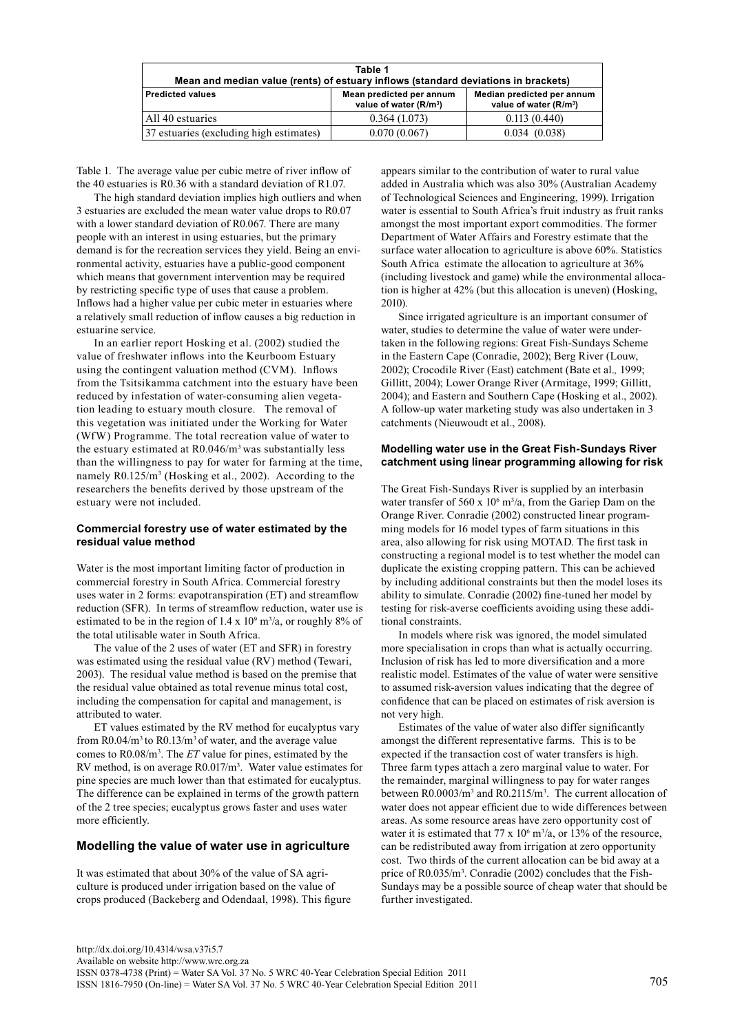| Table 1 Mean and median value (rents) of estuary inflows (standard deviations in brackets) | | |
|---|---|---|
| **Predicted values** | **Mean predicted per annum value of water (R/m$^3$)** | **Median predicted per annum value of water (R/m$^3$)** |
| All 40 estuaries | 0.364 (1.073) | 0.113 (0.440) |
| 37 estuaries (excluding high estimates) | 0.070 (0.067) | 0.034 (0.038) |

Table 1. The average value per cubic metre of river inflow of the 40 estuaries is R0.36 with a standard deviation of R1.07.

The high standard deviation implies high outliers and when 3 estuaries are excluded the mean water value drops to R0.07 with a lower standard deviation of R0.067. There are many people with an interest in using estuaries, but the primary demand is for the recreation services they yield. Being an environmental activity, estuaries have a public-good component which means that government intervention may be required by restricting specific type of uses that cause a problem. Inflows had a higher value per cubic meter in estuaries where a relatively small reduction of inflow causes a big reduction in estuarine service.

In an earlier report Hosking et al. (2002) studied the value of freshwater inflows into the Keurboom Estuary using the contingent valuation method (CVM). Inflows from the Tsitsikamma catchment into the estuary have been reduced by infestation of water-consuming alien vegetation leading to estuary mouth closure. The removal of this vegetation was initiated under the Working for Water (WfW) Programme. The total recreation value of water to the estuary estimated at R0.046/m$^3$ was substantially less than the willingness to pay for water for farming at the time, namely R0.125/m$^3$ (Hosking et al., 2002). According to the researchers the benefits derived by those upstream of the estuary were not included.

#### Commercial forestry use of water estimated by the residual value method

Water is the most important limiting factor of production in commercial forestry in South Africa. Commercial forestry uses water in 2 forms: evapotranspiration (ET) and streamflow reduction (SFR). In terms of streamflow reduction, water use is estimated to be in the region of $1.4 \times 10^9$ m$^3$/a, or roughly 8% of the total utilisable water in South Africa.

The value of the 2 uses of water (ET and SFR) in forestry was estimated using the residual value (RV) method (Tewari, 2003). The residual value method is based on the premise that the residual value obtained as total revenue minus total cost, including the compensation for capital and management, is attributed to water.

ET values estimated by the RV method for eucalyptus vary from R0.04/m$^3$ to R0.13/m$^3$ of water, and the average value comes to R0.08/m$^3$. The *ET* value for pines, estimated by the RV method, is on average R0.017/m$^3$. Water value estimates for pine species are much lower than that estimated for eucalyptus. The difference can be explained in terms of the growth pattern of the 2 tree species; eucalyptus grows faster and uses water more efficiently.

### Modelling the value of water use in agriculture

It was estimated that about 30% of the value of SA agriculture is produced under irrigation based on the value of crops produced (Backeberg and Odendaal, 1998). This figure appears similar to the contribution of water to rural value added in Australia which was also 30% (Australian Academy of Technological Sciences and Engineering, 1999). Irrigation water is essential to South Africa's fruit industry as fruit ranks amongst the most important export commodities. The former Department of Water Affairs and Forestry estimate that the surface water allocation to agriculture is above 60%. Statistics South Africa estimate the allocation to agriculture at 36% (including livestock and game) while the environmental allocation is higher at 42% (but this allocation is uneven) (Hosking, 2010).

Since irrigated agriculture is an important consumer of water, studies to determine the value of water were undertaken in the following regions: Great Fish-Sundays Scheme in the Eastern Cape (Conradie, 2002); Berg River (Louw, 2002); Crocodile River (East) catchment (Bate et al., 1999; Gillitt, 2004); Lower Orange River (Armitage, 1999; Gillitt, 2004); and Eastern and Southern Cape (Hosking et al., 2002). A follow-up water marketing study was also undertaken in 3 catchments (Nieuwoudt et al., 2008).

#### Modelling water use in the Great Fish-Sundays River catchment using linear programming allowing for risk

The Great Fish-Sundays River is supplied by an interbasin water transfer of $560 \times 10^6$ m$^3$/a, from the Gariep Dam on the Orange River. Conradie (2002) constructed linear programming models for 16 model types of farm situations in this area, also allowing for risk using MOTAD. The first task in constructing a regional model is to test whether the model can duplicate the existing cropping pattern. This can be achieved by including additional constraints but then the model loses its ability to simulate. Conradie (2002) fine-tuned her model by testing for risk-averse coefficients avoiding using these additional constraints.

In models where risk was ignored, the model simulated more specialisation in crops than what is actually occurring. Inclusion of risk has led to more diversification and a more realistic model. Estimates of the value of water were sensitive to assumed risk-aversion values indicating that the degree of confidence that can be placed on estimates of risk aversion is not very high.

Estimates of the value of water also differ significantly amongst the different representative farms. This is to be expected if the transaction cost of water transfers is high. Three farm types attach a zero marginal value to water. For the remainder, marginal willingness to pay for water ranges between R0.0003/m$^3$ and R0.2115/m$^3$. The current allocation of water does not appear efficient due to wide differences between areas. As some resource areas have zero opportunity cost of water it is estimated that $77 \times 10^6$ m$^3$/a, or 13% of the resource, can be redistributed away from irrigation at zero opportunity cost. Two thirds of the current allocation can be bid away at a price of R0.035/m$^3$. Conradie (2002) concludes that the Fish-Sundays may be a possible source of cheap water that should be further investigated.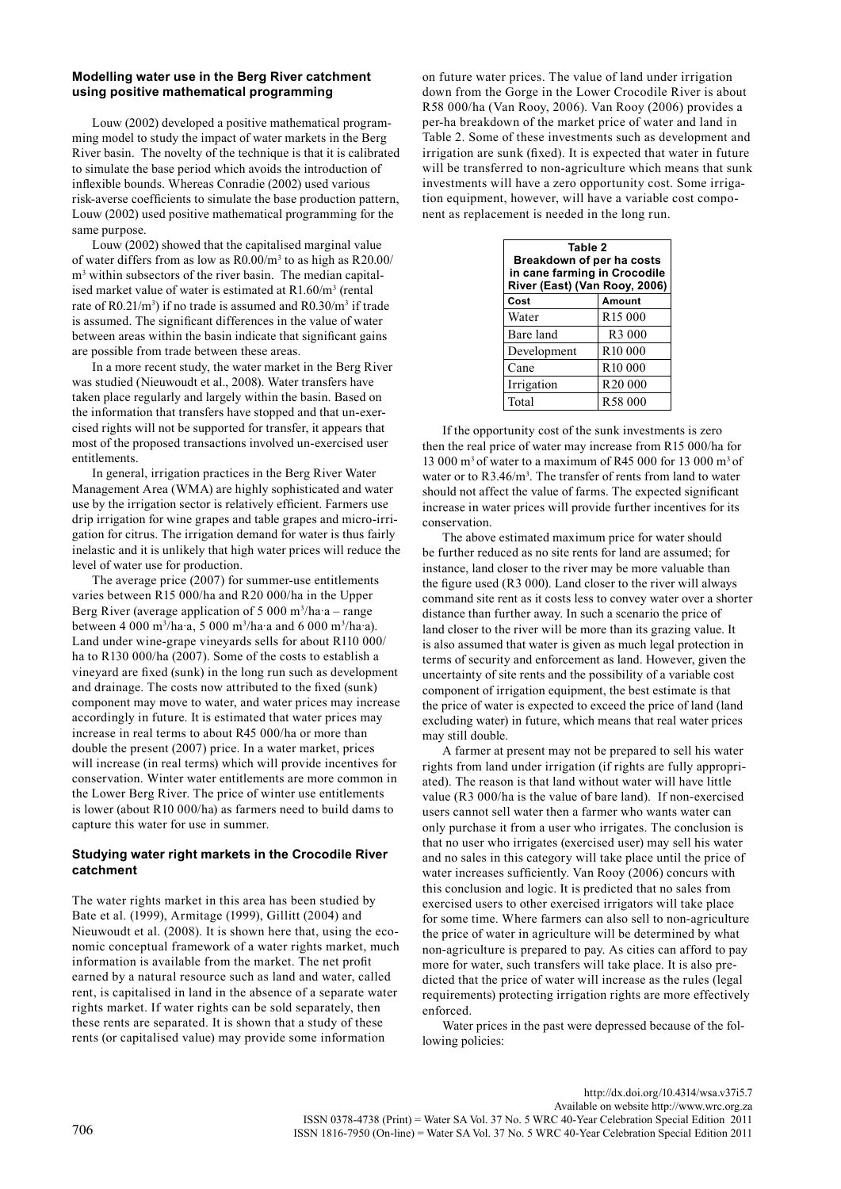### Modelling water use in the Berg River catchment using positive mathematical programming

Louw (2002) developed a positive mathematical programming model to study the impact of water markets in the Berg River basin. The novelty of the technique is that it is calibrated to simulate the base period which avoids the introduction of inflexible bounds. Whereas Conradie (2002) used various risk-averse coefficients to simulate the base production pattern, Louw (2002) used positive mathematical programming for the same purpose.

Louw (2002) showed that the capitalised marginal value of water differs from as low as R0.00/m$^3$ to as high as R20.00/m$^3$ within subsectors of the river basin. The median capitalised market value of water is estimated at R1.60/m$^3$ (rental rate of R0.21/m$^3$) if no trade is assumed and R0.30/m$^3$ if trade is assumed. The significant differences in the value of water between areas within the basin indicate that significant gains are possible from trade between these areas.

In a more recent study, the water market in the Berg River was studied (Nieuwoudt et al., 2008). Water transfers have taken place regularly and largely within the basin. Based on the information that transfers have stopped and that un-exercised rights will not be supported for transfer, it appears that most of the proposed transactions involved un-exercised user entitlements.

In general, irrigation practices in the Berg River Water Management Area (WMA) are highly sophisticated and water use by the irrigation sector is relatively efficient. Farmers use drip irrigation for wine grapes and table grapes and micro-irrigation for citrus. The irrigation demand for water is thus fairly inelastic and it is unlikely that high water prices will reduce the level of water use for production.

The average price (2007) for summer-use entitlements varies between R15 000/ha and R20 000/ha in the Upper Berg River (average application of 5 000 m$^3$/ha·a – range between 4 000 m$^3$/ha·a, 5 000 m$^3$/ha·a and 6 000 m$^3$/ha·a). Land under wine-grape vineyards sells for about R110 000/ha to R130 000/ha (2007). Some of the costs to establish a vineyard are fixed (sunk) in the long run such as development and drainage. The costs now attributed to the fixed (sunk) component may move to water, and water prices may increase accordingly in future. It is estimated that water prices may increase in real terms to about R45 000/ha or more than double the present (2007) price. In a water market, prices will increase (in real terms) which will provide incentives for conservation. Winter water entitlements are more common in the Lower Berg River. The price of winter use entitlements is lower (about R10 000/ha) as farmers need to build dams to capture this water for use in summer.

### Studying water right markets in the Crocodile River catchment

The water rights market in this area has been studied by Bate et al. (1999), Armitage (1999), Gillitt (2004) and Nieuwoudt et al. (2008). It is shown here that, using the economic conceptual framework of a water rights market, much information is available from the market. The net profit earned by a natural resource such as land and water, called rent, is capitalised in land in the absence of a separate water rights market. If water rights can be sold separately, then these rents are separated. It is shown that a study of these rents (or capitalised value) may provide some information on future water prices. The value of land under irrigation down from the Gorge in the Lower Crocodile River is about R58 000/ha (Van Rooy, 2006). Van Rooy (2006) provides a per-ha breakdown of the market price of water and land in Table 2. Some of these investments such as development and irrigation are sunk (fixed). It is expected that water in future will be transferred to non-agriculture which means that sunk investments will have a zero opportunity cost. Some irrigation equipment, however, will have a variable cost component as replacement is needed in the long run.

**Table 2**
**Breakdown of per ha costs in cane farming in Crocodile River (East) (Van Rooy, 2006)**

| Cost | Amount |
|---|---|
| Water | R15 000 |
| Bare land | R3 000 |
| Development | R10 000 |
| Cane | R10 000 |
| Irrigation | R20 000 |
| Total | R58 000 |

If the opportunity cost of the sunk investments is zero then the real price of water may increase from R15 000/ha for 13 000 m$^3$ of water to a maximum of R45 000 for 13 000 m$^3$ of water or to R3.46/m$^3$. The transfer of rents from land to water should not affect the value of farms. The expected significant increase in water prices will provide further incentives for its conservation.

The above estimated maximum price for water should be further reduced as no site rents for land are assumed; for instance, land closer to the river may be more valuable than the figure used (R3 000). Land closer to the river will always command site rent as it costs less to convey water over a shorter distance than further away. In such a scenario the price of land closer to the river will be more than its grazing value. It is also assumed that water is given as much legal protection in terms of security and enforcement as land. However, given the uncertainty of site rents and the possibility of a variable cost component of irrigation equipment, the best estimate is that the price of water is expected to exceed the price of land (land excluding water) in future, which means that real water prices may still double.

A farmer at present may not be prepared to sell his water rights from land under irrigation (if rights are fully appropriated). The reason is that land without water will have little value (R3 000/ha is the value of bare land). If non-exercised users cannot sell water then a farmer who wants water can only purchase it from a user who irrigates. The conclusion is that no user who irrigates (exercised user) may sell his water and no sales in this category will take place until the price of water increases sufficiently. Van Rooy (2006) concurs with this conclusion and logic. It is predicted that no sales from exercised users to other exercised irrigators will take place for some time. Where farmers can also sell to non-agriculture the price of water in agriculture will be determined by what non-agriculture is prepared to pay. As cities can afford to pay more for water, such transfers will take place. It is also predicted that the price of water will increase as the rules (legal requirements) protecting irrigation rights are more effectively enforced.

Water prices in the past were depressed because of the following policies: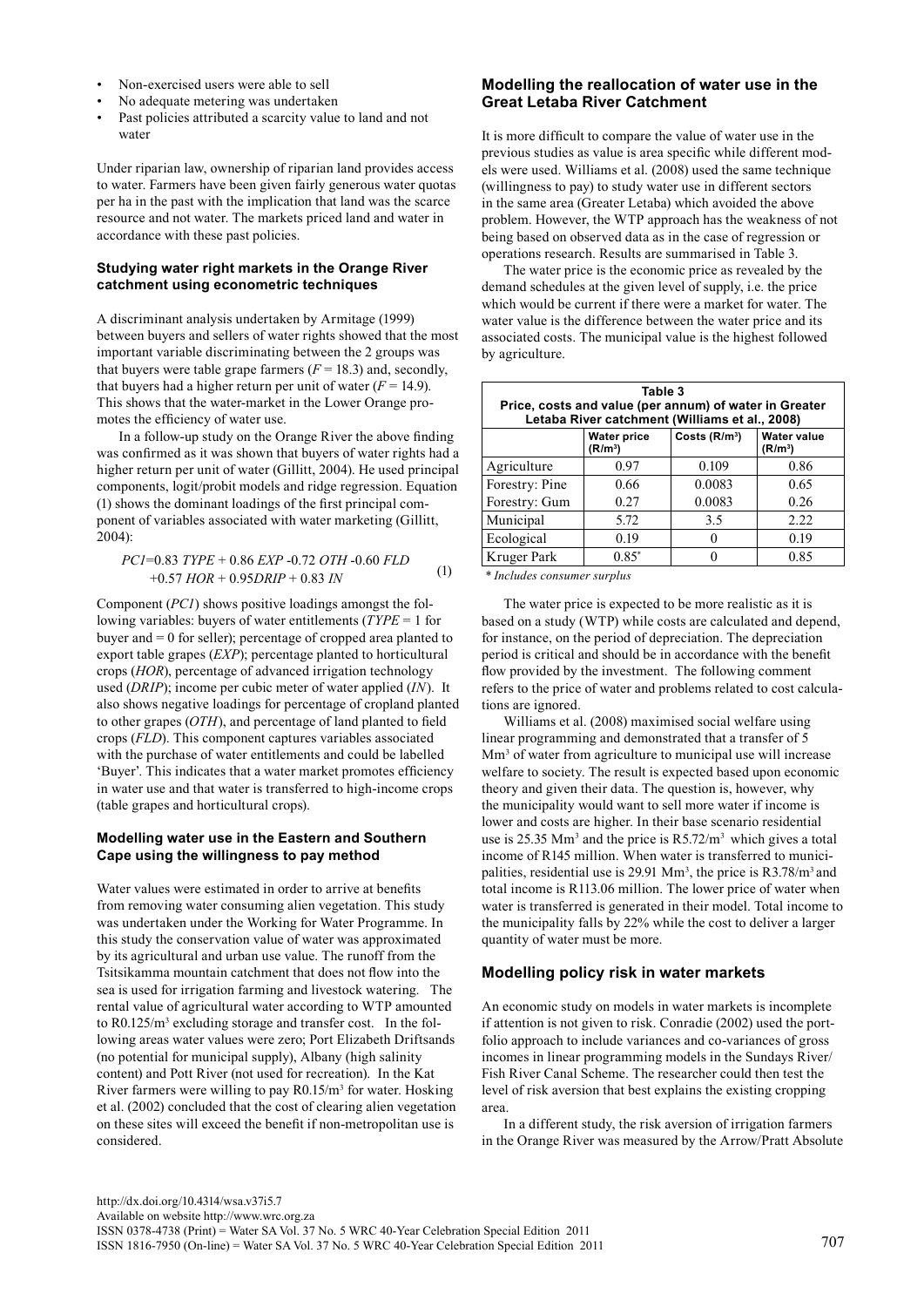- Non-exercised users were able to sell
- No adequate metering was undertaken
- Past policies attributed a scarcity value to land and not water

Under riparian law, ownership of riparian land provides access to water. Farmers have been given fairly generous water quotas per ha in the past with the implication that land was the scarce resource and not water. The markets priced land and water in accordance with these past policies.

### Studying water right markets in the Orange River catchment using econometric techniques

A discriminant analysis undertaken by Armitage (1999) between buyers and sellers of water rights showed that the most important variable discriminating between the 2 groups was that buyers were table grape farmers ($F = 18.3$) and, secondly, that buyers had a higher return per unit of water ($F = 14.9$). This shows that the water-market in the Lower Orange promotes the efficiency of water use.

In a follow-up study on the Orange River the above finding was confirmed as it was shown that buyers of water rights had a higher return per unit of water (Gillitt, 2004). He used principal components, logit/probit models and ridge regression. Equation (1) shows the dominant loadings of the first principal component of variables associated with water marketing (Gillitt, 2004):

$$PC1 = 0.83\ TYPE + 0.86\ EXP - 0.72\ OTH - 0.60\ FLD + 0.57\ HOR + 0.95 DRIP + 0.83\ IN \quad (1)$$

Component (*PC1*) shows positive loadings amongst the following variables: buyers of water entitlements (*TYPE* = 1 for buyer and = 0 for seller); percentage of cropped area planted to export table grapes (*EXP*); percentage planted to horticultural crops (*HOR*), percentage of advanced irrigation technology used (*DRIP*); income per cubic meter of water applied (*IN*). It also shows negative loadings for percentage of cropland planted to other grapes (*OTH*), and percentage of land planted to field crops (*FLD*). This component captures variables associated with the purchase of water entitlements and could be labelled 'Buyer'. This indicates that a water market promotes efficiency in water use and that water is transferred to high-income crops (table grapes and horticultural crops).

### Modelling water use in the Eastern and Southern Cape using the willingness to pay method

Water values were estimated in order to arrive at benefits from removing water consuming alien vegetation. This study was undertaken under the Working for Water Programme. In this study the conservation value of water was approximated by its agricultural and urban use value. The runoff from the Tsitsikamma mountain catchment that does not flow into the sea is used for irrigation farming and livestock watering. The rental value of agricultural water according to WTP amounted to R0.125/m$^3$ excluding storage and transfer cost. In the following areas water values were zero; Port Elizabeth Driftsands (no potential for municipal supply), Albany (high salinity content) and Pott River (not used for recreation). In the Kat River farmers were willing to pay R0.15/m$^3$ for water. Hosking et al. (2002) concluded that the cost of clearing alien vegetation on these sites will exceed the benefit if non-metropolitan use is considered.

### Modelling the reallocation of water use in the Great Letaba River Catchment

It is more difficult to compare the value of water use in the previous studies as value is area specific while different models were used. Williams et al. (2008) used the same technique (willingness to pay) to study water use in different sectors in the same area (Greater Letaba) which avoided the above problem. However, the WTP approach has the weakness of not being based on observed data as in the case of regression or operations research. Results are summarised in Table 3.

The water price is the economic price as revealed by the demand schedules at the given level of supply, i.e. the price which would be current if there were a market for water. The water value is the difference between the water price and its associated costs. The municipal value is the highest followed by agriculture.

**Table 3**
**Price, costs and value (per annum) of water in Greater Letaba River catchment (Williams et al., 2008)**

| | Water price (R/m$^3$) | Costs (R/m$^3$) | Water value (R/m$^3$) |
|---|---|---|---|
| Agriculture | 0.97 | 0.109 | 0.86 |
| Forestry: Pine | 0.66 | 0.0083 | 0.65 |
| Forestry: Gum | 0.27 | 0.0083 | 0.26 |
| Municipal | 5.72 | 3.5 | 2.22 |
| Ecological | 0.19 | 0 | 0.19 |
| Kruger Park | 0.85* | 0 | 0.85 |

*\* Includes consumer surplus*

The water price is expected to be more realistic as it is based on a study (WTP) while costs are calculated and depend, for instance, on the period of depreciation. The depreciation period is critical and should be in accordance with the benefit flow provided by the investment. The following comment refers to the price of water and problems related to cost calculations are ignored.

Williams et al. (2008) maximised social welfare using linear programming and demonstrated that a transfer of 5 Mm$^3$ of water from agriculture to municipal use will increase welfare to society. The result is expected based upon economic theory and given their data. The question is, however, why the municipality would want to sell more water if income is lower and costs are higher. In their base scenario residential use is 25.35 Mm$^3$ and the price is R5.72/m$^3$ which gives a total income of R145 million. When water is transferred to municipalities, residential use is 29.91 Mm$^3$, the price is R3.78/m$^3$ and total income is R113.06 million. The lower price of water when water is transferred is generated in their model. Total income to the municipality falls by 22% while the cost to deliver a larger quantity of water must be more.

### Modelling policy risk in water markets

An economic study on models in water markets is incomplete if attention is not given to risk. Conradie (2002) used the portfolio approach to include variances and co-variances of gross incomes in linear programming models in the Sundays River/Fish River Canal Scheme. The researcher could then test the level of risk aversion that best explains the existing cropping area.

In a different study, the risk aversion of irrigation farmers in the Orange River was measured by the Arrow/Pratt Absolute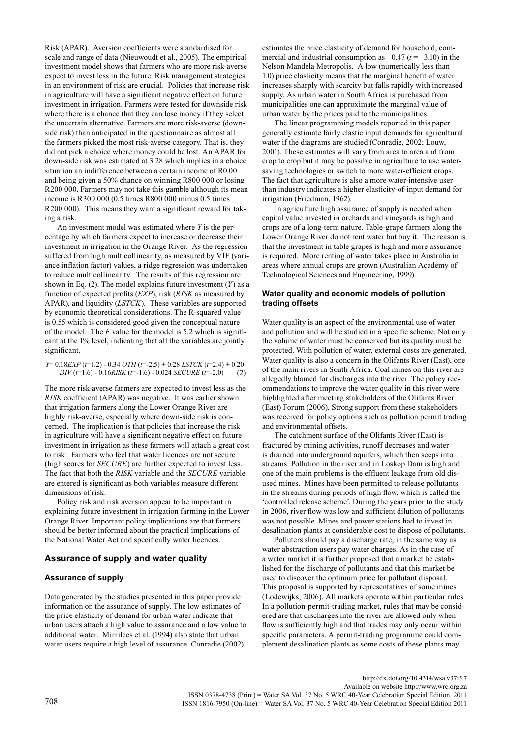Risk (APAR). Aversion coefficients were standardised for scale and range of data (Nieuwoudt et al., 2005). The empirical investment model shows that farmers who are more risk-averse expect to invest less in the future. Risk management strategies in an environment of risk are crucial. Policies that increase risk in agriculture will have a significant negative effect on future investment in irrigation. Farmers were tested for downside risk where there is a chance that they can lose money if they select the uncertain alternative. Farmers are more risk-averse (downside risk) than anticipated in the questionnaire as almost all the farmers picked the most risk-averse category. That is, they did not pick a choice where money could be lost. An APAR for down-side risk was estimated at 3.28 which implies in a choice situation an indifference between a certain income of R0.00 and being given a 50% chance on winning R800 000 or losing R200 000. Farmers may not take this gamble although its mean income is R300 000 (0.5 times R800 000 minus 0.5 times R200 000). This means they want a significant reward for taking a risk.

An investment model was estimated where $Y$ is the percentage by which farmers expect to increase or decrease their investment in irrigation in the Orange River. As the regression suffered from high multicollinearity, as measured by VIF (variance inflation factor) values, a ridge regression was undertaken to reduce multicollinearity. The results of this regression are shown in Eq. (2). The model explains future investment ($Y$) as a function of expected profits ($EXP$), risk ($RISK$ as measured by APAR), and liquidity ($LSTCK$). These variables are supported by economic theoretical considerations. The R-squared value is 0.55 which is considered good given the conceptual nature of the model. The $F$ value for the model is 5.2 which is significant at the 1% level, indicating that all the variables are jointly significant.

$$Y = 0.18EXP\ (t{=}1.2) - 0.34\ OTH\ (t{=}{-}2.5) + 0.28\ LSTCK\ (t{=}2.4) + 0.20\ DIV\ (t{=}1.6) - 0.16RISK\ (t{=}{-}1.6) - 0.024\ SECURE\ (t{=}{-}2.0) \qquad (2)$$

The more risk-averse farmers are expected to invest less as the $RISK$ coefficient (APAR) was negative. It was earlier shown that irrigation farmers along the Lower Orange River are highly risk-averse, especially where down-side risk is concerned. The implication is that policies that increase the risk in agriculture will have a significant negative effect on future investment in irrigation as these farmers will attach a great cost to risk. Farmers who feel that water licences are not secure (high scores for $SECURE$) are further expected to invest less. The fact that both the $RISK$ variable and the $SECURE$ variable are entered is significant as both variables measure different dimensions of risk.

Policy risk and risk aversion appear to be important in explaining future investment in irrigation farming in the Lower Orange River. Important policy implications are that farmers should be better informed about the practical implications of the National Water Act and specifically water licences.

## Assurance of supply and water quality

### Assurance of supply

Data generated by the studies presented in this paper provide information on the assurance of supply. The low estimates of the price elasticity of demand for urban water indicate that urban users attach a high value to assurance and a low value to additional water. Mirrilees et al. (1994) also state that urban water users require a high level of assurance. Conradie (2002) estimates the price elasticity of demand for household, commercial and industrial consumption as −0.47 ($t$ = −3.10) in the Nelson Mandela Metropolis. A low (numerically less than 1.0) price elasticity means that the marginal benefit of water increases sharply with scarcity but falls rapidly with increased supply. As urban water in South Africa is purchased from municipalities one can approximate the marginal value of urban water by the prices paid to the municipalities.

The linear programming models reported in this paper generally estimate fairly elastic input demands for agricultural water if the diagrams are studied (Conradie, 2002; Louw, 2001). These estimates will vary from area to area and from crop to crop but it may be possible in agriculture to use water-saving technologies or switch to more water-efficient crops. The fact that agriculture is also a more water-intensive user than industry indicates a higher elasticity-of-input demand for irrigation (Friedman, 1962).

In agriculture high assurance of supply is needed when capital value invested in orchards and vineyards is high and crops are of a long-term nature. Table-grape farmers along the Lower Orange River do not rent water but buy it. The reason is that the investment in table grapes is high and more assurance is required. More renting of water takes place in Australia in areas where annual crops are grown (Australian Academy of Technological Sciences and Engineering, 1999).

### Water quality and economic models of pollution trading offsets

Water quality is an aspect of the environmental use of water and pollution and will be studied in a specific scheme. Not only the volume of water must be conserved but its quality must be protected. With pollution of water, external costs are generated. Water quality is also a concern in the Olifants River (East), one of the main rivers in South Africa. Coal mines on this river are allegedly blamed for discharges into the river. The policy recommendations to improve the water quality in this river were highlighted after meeting stakeholders of the Olifants River (East) Forum (2006). Strong support from these stakeholders was received for policy options such as pollution permit trading and environmental offsets.

The catchment surface of the Olifants River (East) is fractured by mining activities, runoff decreases and water is drained into underground aquifers, which then seeps into streams. Pollution in the river and in Loskop Dam is high and one of the main problems is the effluent leakage from old disused mines. Mines have been permitted to release pollutants in the streams during periods of high flow, which is called the 'controlled release scheme'. During the years prior to the study in 2006, river flow was low and sufficient dilution of pollutants was not possible. Mines and power stations had to invest in desalination plants at considerable cost to dispose of pollutants.

Polluters should pay a discharge rate, in the same way as water abstraction users pay water charges. As in the case of a water market it is further proposed that a market be established for the discharge of pollutants and that this market be used to discover the optimum price for pollutant disposal. This proposal is supported by representatives of some mines (Lodewijks, 2006). All markets operate within particular rules. In a pollution-permit-trading market, rules that may be considered are that discharges into the river are allowed only when flow is sufficiently high and that trades may only occur within specific parameters. A permit-trading programme could complement desalination plants as some costs of these plants may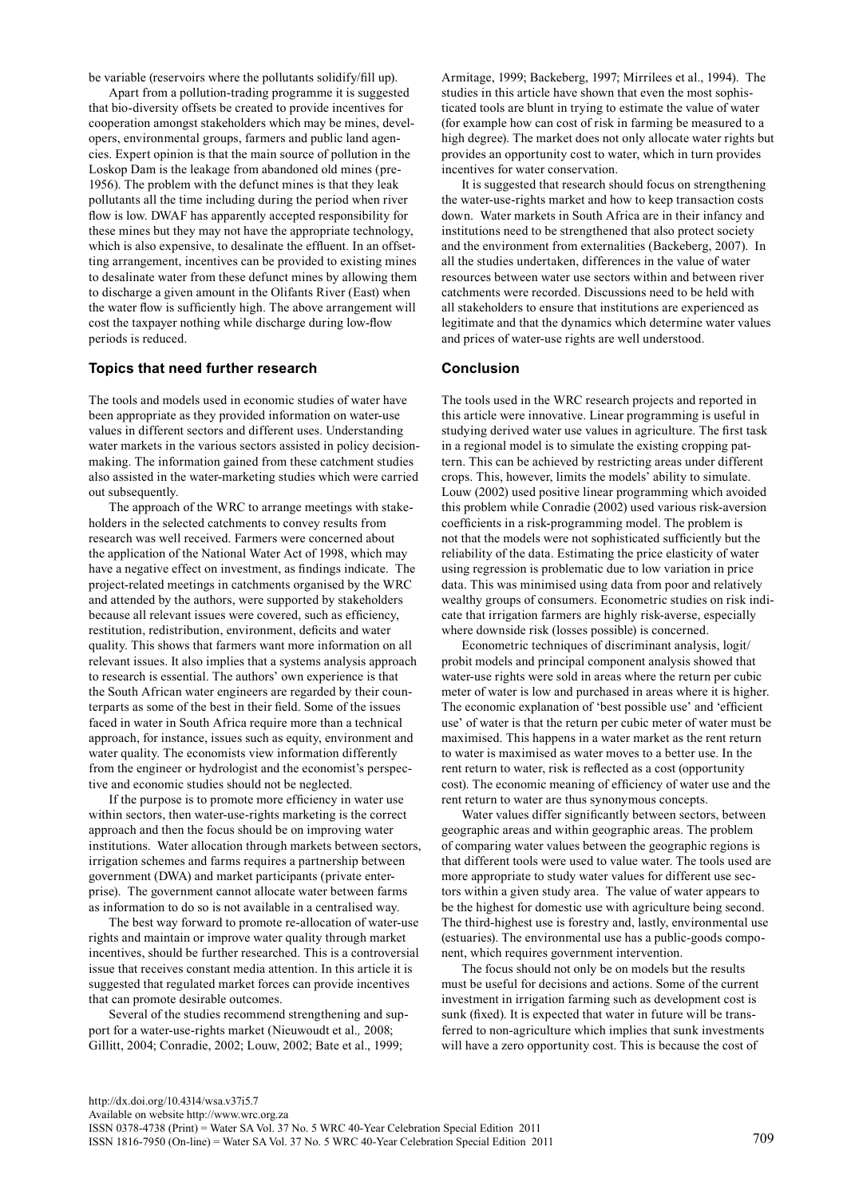be variable (reservoirs where the pollutants solidify/fill up).

Apart from a pollution-trading programme it is suggested that bio-diversity offsets be created to provide incentives for cooperation amongst stakeholders which may be mines, developers, environmental groups, farmers and public land agencies. Expert opinion is that the main source of pollution in the Loskop Dam is the leakage from abandoned old mines (pre-1956). The problem with the defunct mines is that they leak pollutants all the time including during the period when river flow is low. DWAF has apparently accepted responsibility for these mines but they may not have the appropriate technology, which is also expensive, to desalinate the effluent. In an offsetting arrangement, incentives can be provided to existing mines to desalinate water from these defunct mines by allowing them to discharge a given amount in the Olifants River (East) when the water flow is sufficiently high. The above arrangement will cost the taxpayer nothing while discharge during low-flow periods is reduced.

## Topics that need further research

The tools and models used in economic studies of water have been appropriate as they provided information on water-use values in different sectors and different uses. Understanding water markets in the various sectors assisted in policy decision-making. The information gained from these catchment studies also assisted in the water-marketing studies which were carried out subsequently.

The approach of the WRC to arrange meetings with stakeholders in the selected catchments to convey results from research was well received. Farmers were concerned about the application of the National Water Act of 1998, which may have a negative effect on investment, as findings indicate. The project-related meetings in catchments organised by the WRC and attended by the authors, were supported by stakeholders because all relevant issues were covered, such as efficiency, restitution, redistribution, environment, deficits and water quality. This shows that farmers want more information on all relevant issues. It also implies that a systems analysis approach to research is essential. The authors' own experience is that the South African water engineers are regarded by their counterparts as some of the best in their field. Some of the issues faced in water in South Africa require more than a technical approach, for instance, issues such as equity, environment and water quality. The economists view information differently from the engineer or hydrologist and the economist's perspective and economic studies should not be neglected.

If the purpose is to promote more efficiency in water use within sectors, then water-use-rights marketing is the correct approach and then the focus should be on improving water institutions. Water allocation through markets between sectors, irrigation schemes and farms requires a partnership between government (DWA) and market participants (private enterprise). The government cannot allocate water between farms as information to do so is not available in a centralised way.

The best way forward to promote re-allocation of water-use rights and maintain or improve water quality through market incentives, should be further researched. This is a controversial issue that receives constant media attention. In this article it is suggested that regulated market forces can provide incentives that can promote desirable outcomes.

Several of the studies recommend strengthening and support for a water-use-rights market (Nieuwoudt et al., 2008; Gillitt, 2004; Conradie, 2002; Louw, 2002; Bate et al., 1999; Armitage, 1999; Backeberg, 1997; Mirrilees et al., 1994). The studies in this article have shown that even the most sophisticated tools are blunt in trying to estimate the value of water (for example how can cost of risk in farming be measured to a high degree). The market does not only allocate water rights but provides an opportunity cost to water, which in turn provides incentives for water conservation.

It is suggested that research should focus on strengthening the water-use-rights market and how to keep transaction costs down. Water markets in South Africa are in their infancy and institutions need to be strengthened that also protect society and the environment from externalities (Backeberg, 2007). In all the studies undertaken, differences in the value of water resources between water use sectors within and between river catchments were recorded. Discussions need to be held with all stakeholders to ensure that institutions are experienced as legitimate and that the dynamics which determine water values and prices of water-use rights are well understood.

## Conclusion

The tools used in the WRC research projects and reported in this article were innovative. Linear programming is useful in studying derived water use values in agriculture. The first task in a regional model is to simulate the existing cropping pattern. This can be achieved by restricting areas under different crops. This, however, limits the models' ability to simulate. Louw (2002) used positive linear programming which avoided this problem while Conradie (2002) used various risk-aversion coefficients in a risk-programming model. The problem is not that the models were not sophisticated sufficiently but the reliability of the data. Estimating the price elasticity of water using regression is problematic due to low variation in price data. This was minimised using data from poor and relatively wealthy groups of consumers. Econometric studies on risk indicate that irrigation farmers are highly risk-averse, especially where downside risk (losses possible) is concerned.

Econometric techniques of discriminant analysis, logit/probit models and principal component analysis showed that water-use rights were sold in areas where the return per cubic meter of water is low and purchased in areas where it is higher. The economic explanation of 'best possible use' and 'efficient use' of water is that the return per cubic meter of water must be maximised. This happens in a water market as the rent return to water is maximised as water moves to a better use. In the rent return to water, risk is reflected as a cost (opportunity cost). The economic meaning of efficiency of water use and the rent return to water are thus synonymous concepts.

Water values differ significantly between sectors, between geographic areas and within geographic areas. The problem of comparing water values between the geographic regions is that different tools were used to value water. The tools used are more appropriate to study water values for different use sectors within a given study area. The value of water appears to be the highest for domestic use with agriculture being second. The third-highest use is forestry and, lastly, environmental use (estuaries). The environmental use has a public-goods component, which requires government intervention.

The focus should not only be on models but the results must be useful for decisions and actions. Some of the current investment in irrigation farming such as development cost is sunk (fixed). It is expected that water in future will be transferred to non-agriculture which implies that sunk investments will have a zero opportunity cost. This is because the cost of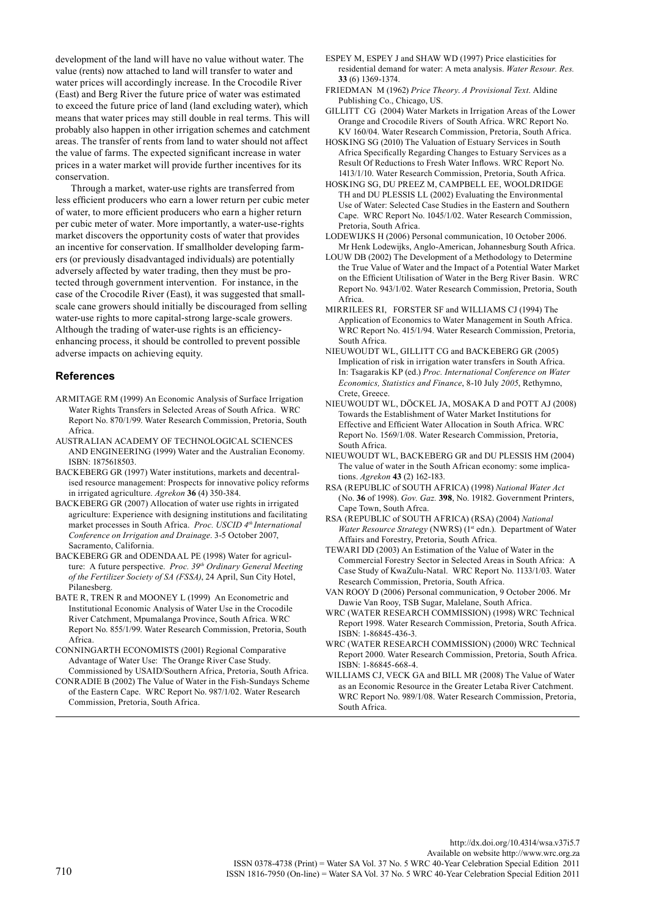development of the land will have no value without water. The value (rents) now attached to land will transfer to water and water prices will accordingly increase. In the Crocodile River (East) and Berg River the future price of water was estimated to exceed the future price of land (land excluding water), which means that water prices may still double in real terms. This will probably also happen in other irrigation schemes and catchment areas. The transfer of rents from land to water should not affect the value of farms. The expected significant increase in water prices in a water market will provide further incentives for its conservation.

Through a market, water-use rights are transferred from less efficient producers who earn a lower return per cubic meter of water, to more efficient producers who earn a higher return per cubic meter of water. More importantly, a water-use-rights market discovers the opportunity costs of water that provides an incentive for conservation. If smallholder developing farmers (or previously disadvantaged individuals) are potentially adversely affected by water trading, then they must be protected through government intervention. For instance, in the case of the Crocodile River (East), it was suggested that small-scale cane growers should initially be discouraged from selling water-use rights to more capital-strong large-scale growers. Although the trading of water-use rights is an efficiency-enhancing process, it should be controlled to prevent possible adverse impacts on achieving equity.

## References

ARMITAGE RM (1999) An Economic Analysis of Surface Irrigation Water Rights Transfers in Selected Areas of South Africa. WRC Report No. 870/1/99. Water Research Commission, Pretoria, South Africa.

AUSTRALIAN ACADEMY OF TECHNOLOGICAL SCIENCES AND ENGINEERING (1999) Water and the Australian Economy. ISBN: 1875618503.

BACKEBERG GR (1997) Water institutions, markets and decentralised resource management: Prospects for innovative policy reforms in irrigated agriculture. *Agrekon* **36** (4) 350-384.

BACKEBERG GR (2007) Allocation of water use rights in irrigated agriculture: Experience with designing institutions and facilitating market processes in South Africa. *Proc. USCID 4th International Conference on Irrigation and Drainage*. 3-5 October 2007, Sacramento, California.

BACKEBERG GR and ODENDAAL PE (1998) Water for agriculture: A future perspective. *Proc. 39th Ordinary General Meeting of the Fertilizer Society of SA (FSSA)*, 24 April, Sun City Hotel, Pilanesberg.

BATE R, TREN R and MOONEY L (1999) An Econometric and Institutional Economic Analysis of Water Use in the Crocodile River Catchment, Mpumalanga Province, South Africa. WRC Report No. 855/1/99. Water Research Commission, Pretoria, South Africa.

CONNINGARTH ECONOMISTS (2001) Regional Comparative Advantage of Water Use: The Orange River Case Study. Commissioned by USAID/Southern Africa, Pretoria, South Africa.

CONRADIE B (2002) The Value of Water in the Fish-Sundays Scheme of the Eastern Cape. WRC Report No. 987/1/02. Water Research Commission, Pretoria, South Africa.

ESPEY M, ESPEY J and SHAW WD (1997) Price elasticities for residential demand for water: A meta analysis. *Water Resour. Res.* **33** (6) 1369-1374.

FRIEDMAN M (1962) *Price Theory. A Provisional Text*. Aldine Publishing Co., Chicago, US.

GILLITT CG (2004) Water Markets in Irrigation Areas of the Lower Orange and Crocodile Rivers of South Africa. WRC Report No. KV 160/04. Water Research Commission, Pretoria, South Africa.

HOSKING SG (2010) The Valuation of Estuary Services in South Africa Specifically Regarding Changes to Estuary Services as a Result Of Reductions to Fresh Water Inflows. WRC Report No. 1413/1/10. Water Research Commission, Pretoria, South Africa.

HOSKING SG, DU PREEZ M, CAMPBELL EE, WOOLDRIDGE TH and DU PLESSIS LL (2002) Evaluating the Environmental Use of Water: Selected Case Studies in the Eastern and Southern Cape. WRC Report No. 1045/1/02. Water Research Commission, Pretoria, South Africa.

LODEWIJKS H (2006) Personal communication, 10 October 2006. Mr Henk Lodewijks, Anglo-American, Johannesburg South Africa.

LOUW DB (2002) The Development of a Methodology to Determine the True Value of Water and the Impact of a Potential Water Market on the Efficient Utilisation of Water in the Berg River Basin. WRC Report No. 943/1/02. Water Research Commission, Pretoria, South Africa.

MIRRILEES RI, FORSTER SF and WILLIAMS CJ (1994) The Application of Economics to Water Management in South Africa. WRC Report No. 415/1/94. Water Research Commission, Pretoria, South Africa.

NIEUWOUDT WL, GILLITT CG and BACKEBERG GR (2005) Implication of risk in irrigation water transfers in South Africa. In: Tsagarakis KP (ed.) *Proc. International Conference on Water Economics, Statistics and Finance*, 8-10 July *2005*, Rethymno, Crete, Greece.

NIEUWOUDT WL, DÖCKEL JA, MOSAKA D and POTT AJ (2008) Towards the Establishment of Water Market Institutions for Effective and Efficient Water Allocation in South Africa. WRC Report No. 1569/1/08. Water Research Commission, Pretoria, South Africa.

NIEUWOUDT WL, BACKEBERG GR and DU PLESSIS HM (2004) The value of water in the South African economy: some implications. *Agrekon* **43** (2) 162-183.

RSA (REPUBLIC of SOUTH AFRICA) (1998) *National Water Act* (No. **36** of 1998). *Gov. Gaz.* **398**, No. 19182. Government Printers, Cape Town, South Afrca.

RSA (REPUBLIC of SOUTH AFRICA) (RSA) (2004) *National Water Resource Strategy* (NWRS) (1st edn.). Department of Water Affairs and Forestry, Pretoria, South Africa.

TEWARI DD (2003) An Estimation of the Value of Water in the Commercial Forestry Sector in Selected Areas in South Africa: A Case Study of KwaZulu-Natal. WRC Report No. 1133/1/03. Water Research Commission, Pretoria, South Africa.

VAN ROOY D (2006) Personal communication, 9 October 2006. Mr Dawie Van Rooy, TSB Sugar, Malelane, South Africa.

WRC (WATER RESEARCH COMMISSION) (1998) WRC Technical Report 1998. Water Research Commission, Pretoria, South Africa. ISBN: 1-86845-436-3.

WRC (WATER RESEARCH COMMISSION) (2000) WRC Technical Report 2000. Water Research Commission, Pretoria, South Africa. ISBN: 1-86845-668-4.

WILLIAMS CJ, VECK GA and BILL MR (2008) The Value of Water as an Economic Resource in the Greater Letaba River Catchment. WRC Report No. 989/1/08. Water Research Commission, Pretoria, South Africa.